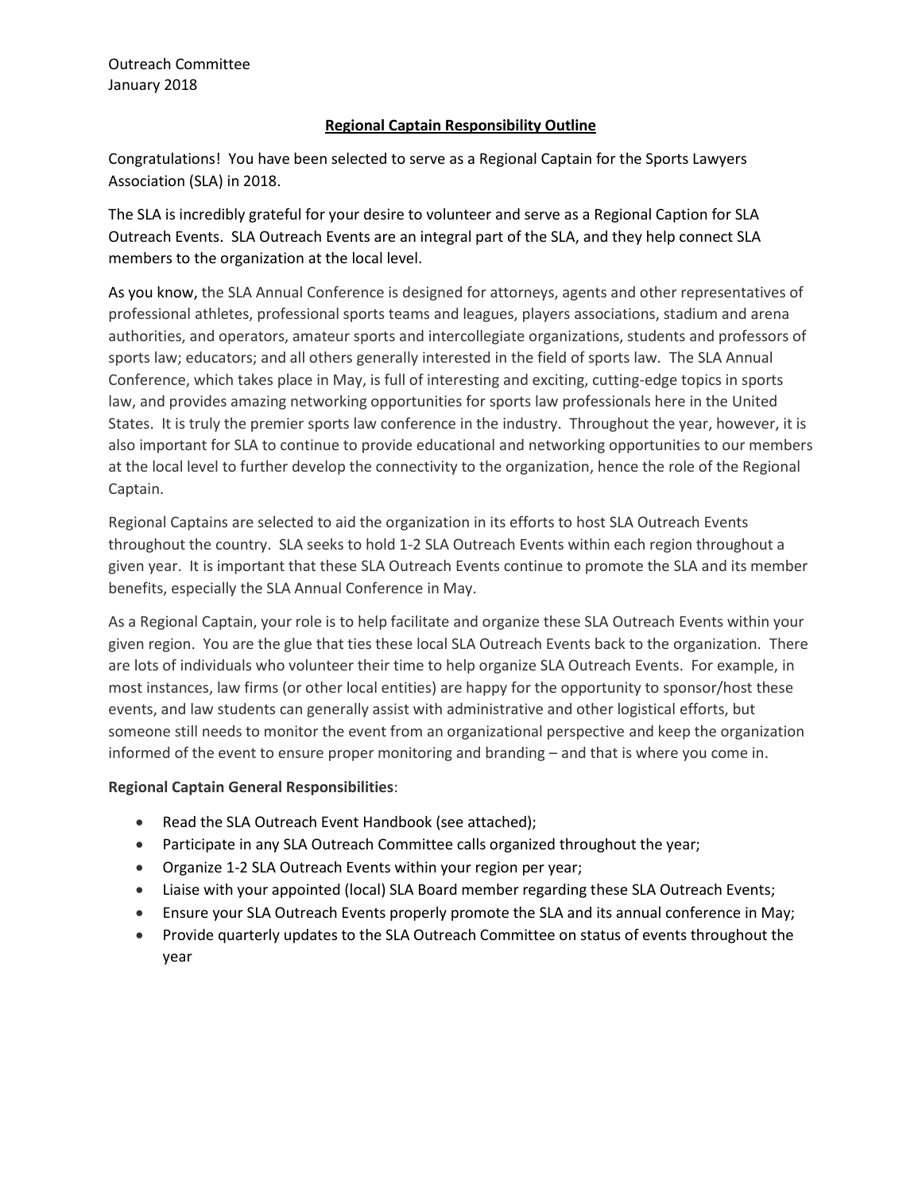Outreach Committee
January 2018

**Regional Captain Responsibility Outline**

Congratulations! You have been selected to serve as a Regional Captain for the Sports Lawyers Association (SLA) in 2018.

The SLA is incredibly grateful for your desire to volunteer and serve as a Regional Caption for SLA Outreach Events. SLA Outreach Events are an integral part of the SLA, and they help connect SLA members to the organization at the local level.

As you know, the SLA Annual Conference is designed for attorneys, agents and other representatives of professional athletes, professional sports teams and leagues, players associations, stadium and arena authorities, and operators, amateur sports and intercollegiate organizations, students and professors of sports law; educators; and all others generally interested in the field of sports law. The SLA Annual Conference, which takes place in May, is full of interesting and exciting, cutting-edge topics in sports law, and provides amazing networking opportunities for sports law professionals here in the United States. It is truly the premier sports law conference in the industry. Throughout the year, however, it is also important for SLA to continue to provide educational and networking opportunities to our members at the local level to further develop the connectivity to the organization, hence the role of the Regional Captain.

Regional Captains are selected to aid the organization in its efforts to host SLA Outreach Events throughout the country. SLA seeks to hold 1-2 SLA Outreach Events within each region throughout a given year. It is important that these SLA Outreach Events continue to promote the SLA and its member benefits, especially the SLA Annual Conference in May.

As a Regional Captain, your role is to help facilitate and organize these SLA Outreach Events within your given region. You are the glue that ties these local SLA Outreach Events back to the organization. There are lots of individuals who volunteer their time to help organize SLA Outreach Events. For example, in most instances, law firms (or other local entities) are happy for the opportunity to sponsor/host these events, and law students can generally assist with administrative and other logistical efforts, but someone still needs to monitor the event from an organizational perspective and keep the organization informed of the event to ensure proper monitoring and branding – and that is where you come in.

**Regional Captain General Responsibilities**:

- Read the SLA Outreach Event Handbook (see attached);
- Participate in any SLA Outreach Committee calls organized throughout the year;
- Organize 1-2 SLA Outreach Events within your region per year;
- Liaise with your appointed (local) SLA Board member regarding these SLA Outreach Events;
- Ensure your SLA Outreach Events properly promote the SLA and its annual conference in May;
- Provide quarterly updates to the SLA Outreach Committee on status of events throughout the year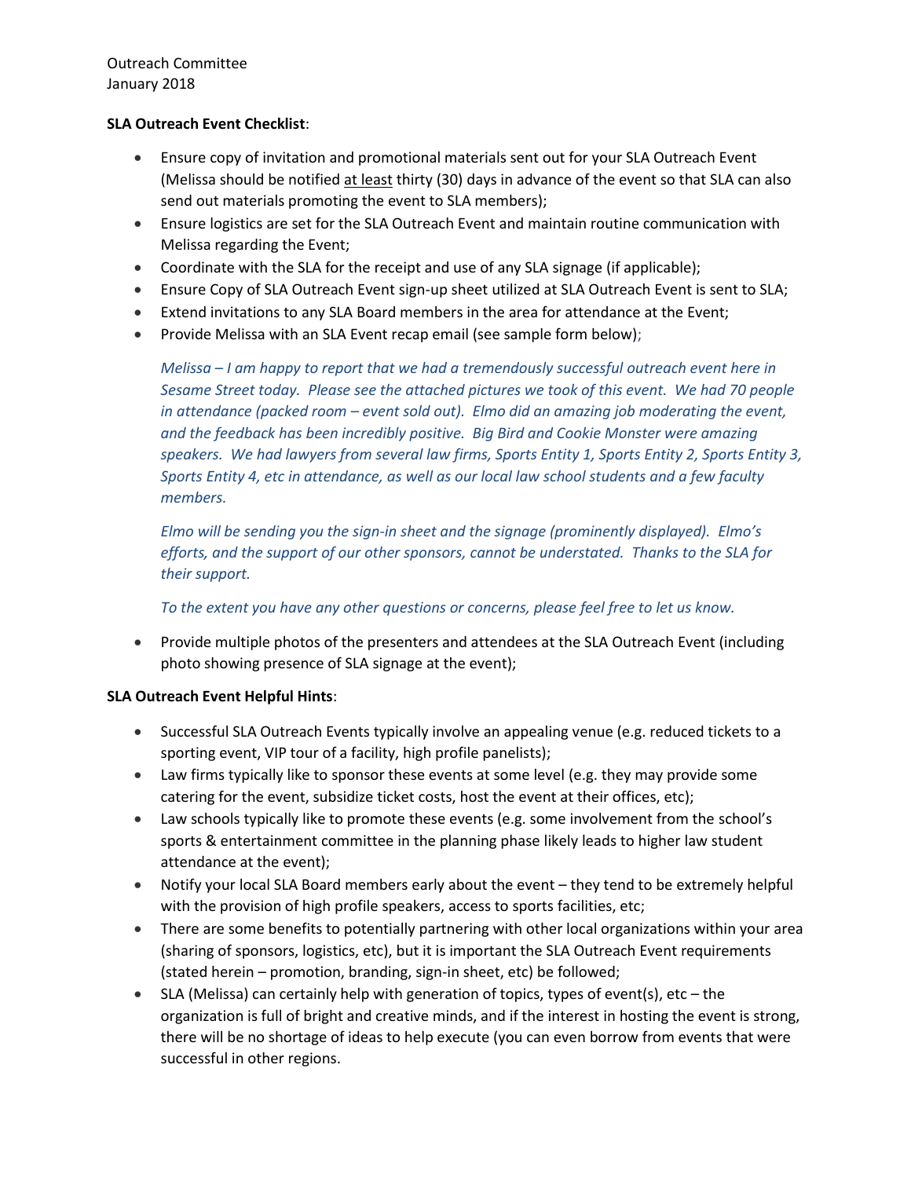Outreach Committee
January 2018

**SLA Outreach Event Checklist**:

- Ensure copy of invitation and promotional materials sent out for your SLA Outreach Event (Melissa should be notified at least thirty (30) days in advance of the event so that SLA can also send out materials promoting the event to SLA members);
- Ensure logistics are set for the SLA Outreach Event and maintain routine communication with Melissa regarding the Event;
- Coordinate with the SLA for the receipt and use of any SLA signage (if applicable);
- Ensure Copy of SLA Outreach Event sign-up sheet utilized at SLA Outreach Event is sent to SLA;
- Extend invitations to any SLA Board members in the area for attendance at the Event;
- Provide Melissa with an SLA Event recap email (see sample form below);

  *Melissa – I am happy to report that we had a tremendously successful outreach event here in Sesame Street today. Please see the attached pictures we took of this event. We had 70 people in attendance (packed room – event sold out). Elmo did an amazing job moderating the event, and the feedback has been incredibly positive. Big Bird and Cookie Monster were amazing speakers. We had lawyers from several law firms, Sports Entity 1, Sports Entity 2, Sports Entity 3, Sports Entity 4, etc in attendance, as well as our local law school students and a few faculty members.*

  *Elmo will be sending you the sign-in sheet and the signage (prominently displayed). Elmo's efforts, and the support of our other sponsors, cannot be understated. Thanks to the SLA for their support.*

  *To the extent you have any other questions or concerns, please feel free to let us know.*

- Provide multiple photos of the presenters and attendees at the SLA Outreach Event (including photo showing presence of SLA signage at the event);

**SLA Outreach Event Helpful Hints**:

- Successful SLA Outreach Events typically involve an appealing venue (e.g. reduced tickets to a sporting event, VIP tour of a facility, high profile panelists);
- Law firms typically like to sponsor these events at some level (e.g. they may provide some catering for the event, subsidize ticket costs, host the event at their offices, etc);
- Law schools typically like to promote these events (e.g. some involvement from the school's sports & entertainment committee in the planning phase likely leads to higher law student attendance at the event);
- Notify your local SLA Board members early about the event – they tend to be extremely helpful with the provision of high profile speakers, access to sports facilities, etc;
- There are some benefits to potentially partnering with other local organizations within your area (sharing of sponsors, logistics, etc), but it is important the SLA Outreach Event requirements (stated herein – promotion, branding, sign-in sheet, etc) be followed;
- SLA (Melissa) can certainly help with generation of topics, types of event(s), etc – the organization is full of bright and creative minds, and if the interest in hosting the event is strong, there will be no shortage of ideas to help execute (you can even borrow from events that were successful in other regions.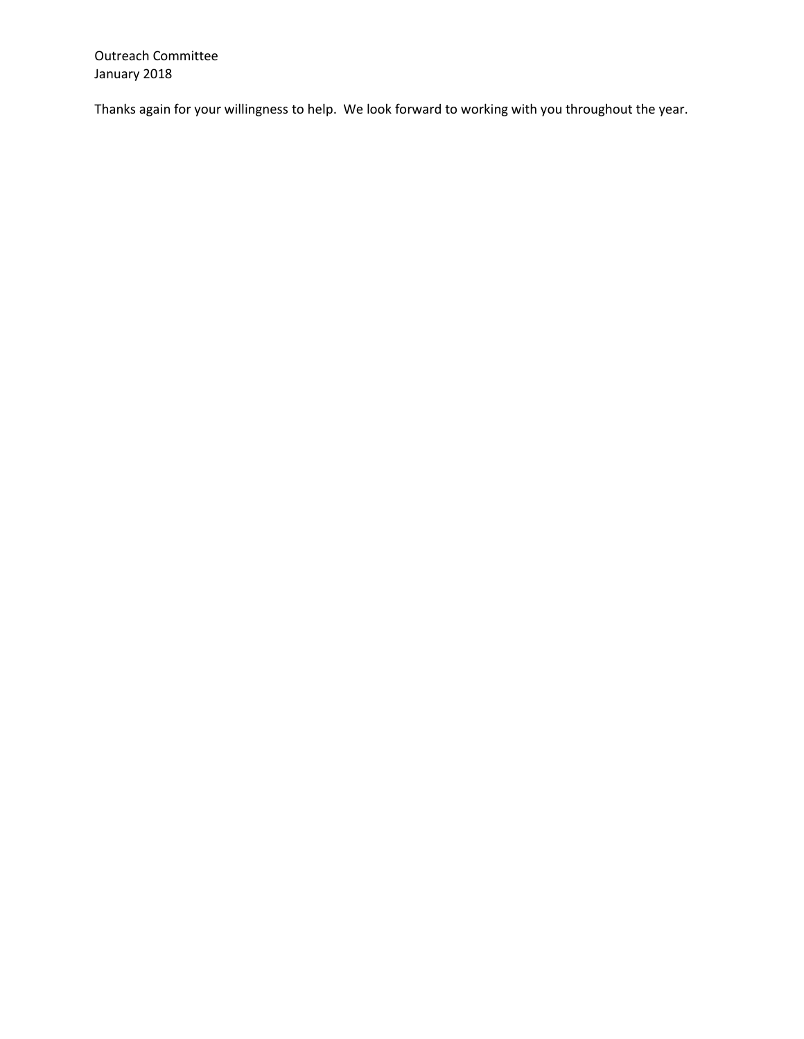Outreach Committee
January 2018

Thanks again for your willingness to help. We look forward to working with you throughout the year.